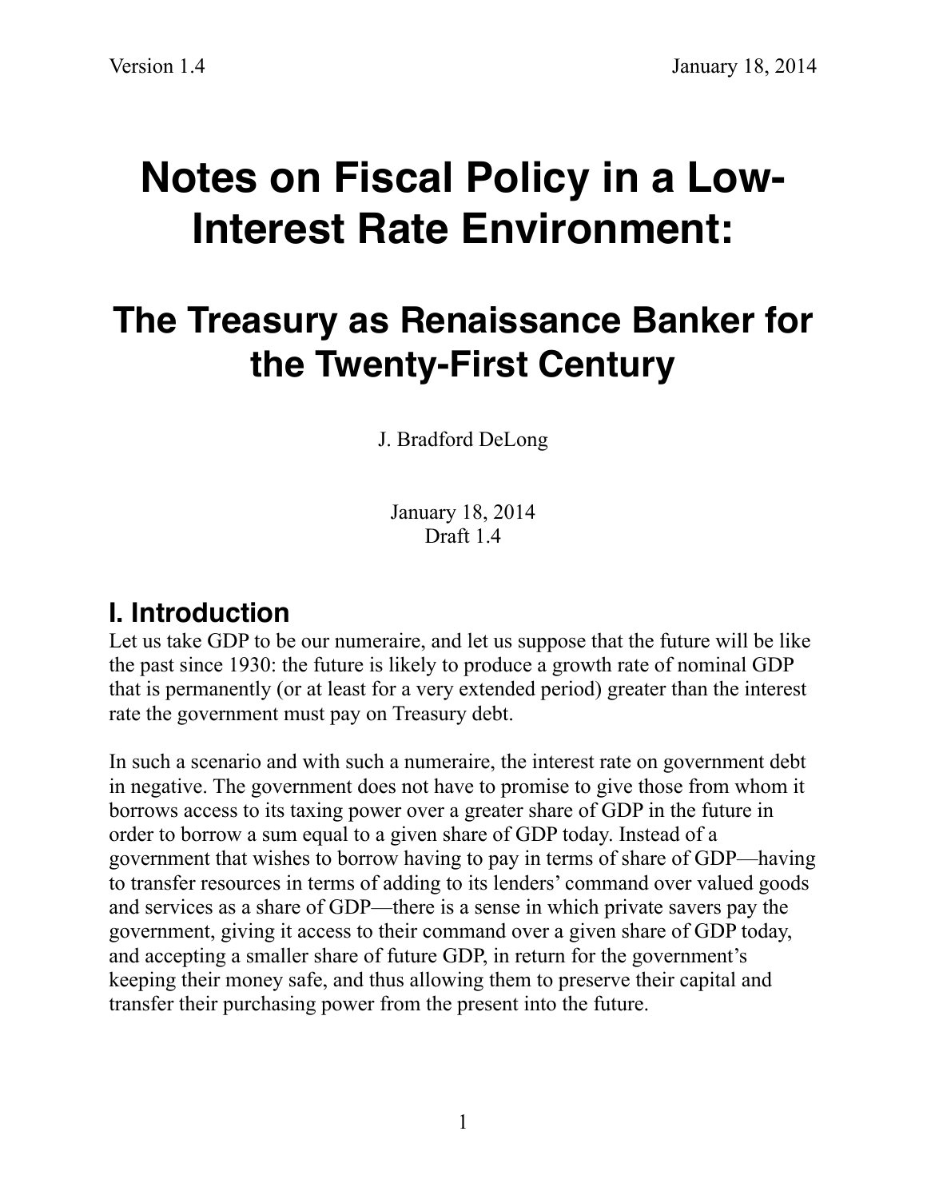Version 1.4 January 18, 2014

# Notes on Fiscal Policy in a Low-Interest Rate Environment:

# The Treasury as Renaissance Banker for the Twenty-First Century

J. Bradford DeLong

January 18, 2014
Draft 1.4

## I. Introduction

Let us take GDP to be our numeraire, and let us suppose that the future will be like the past since 1930: the future is likely to produce a growth rate of nominal GDP that is permanently (or at least for a very extended period) greater than the interest rate the government must pay on Treasury debt.

In such a scenario and with such a numeraire, the interest rate on government debt in negative. The government does not have to promise to give those from whom it borrows access to its taxing power over a greater share of GDP in the future in order to borrow a sum equal to a given share of GDP today. Instead of a government that wishes to borrow having to pay in terms of share of GDP—having to transfer resources in terms of adding to its lenders' command over valued goods and services as a share of GDP—there is a sense in which private savers pay the government, giving it access to their command over a given share of GDP today, and accepting a smaller share of future GDP, in return for the government's keeping their money safe, and thus allowing them to preserve their capital and transfer their purchasing power from the present into the future.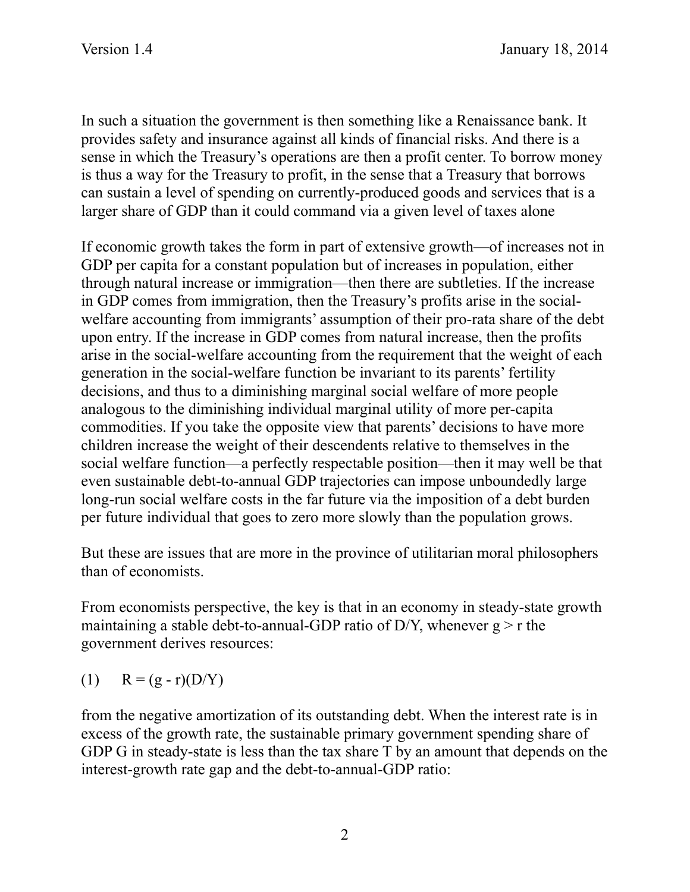In such a situation the government is then something like a Renaissance bank. It provides safety and insurance against all kinds of financial risks. And there is a sense in which the Treasury's operations are then a profit center. To borrow money is thus a way for the Treasury to profit, in the sense that a Treasury that borrows can sustain a level of spending on currently-produced goods and services that is a larger share of GDP than it could command via a given level of taxes alone

If economic growth takes the form in part of extensive growth—of increases not in GDP per capita for a constant population but of increases in population, either through natural increase or immigration—then there are subtleties. If the increase in GDP comes from immigration, then the Treasury's profits arise in the social-welfare accounting from immigrants' assumption of their pro-rata share of the debt upon entry. If the increase in GDP comes from natural increase, then the profits arise in the social-welfare accounting from the requirement that the weight of each generation in the social-welfare function be invariant to its parents' fertility decisions, and thus to a diminishing marginal social welfare of more people analogous to the diminishing individual marginal utility of more per-capita commodities. If you take the opposite view that parents' decisions to have more children increase the weight of their descendents relative to themselves in the social welfare function—a perfectly respectable position—then it may well be that even sustainable debt-to-annual GDP trajectories can impose unboundedly large long-run social welfare costs in the far future via the imposition of a debt burden per future individual that goes to zero more slowly than the population grows.

But these are issues that are more in the province of utilitarian moral philosophers than of economists.

From economists perspective, the key is that in an economy in steady-state growth maintaining a stable debt-to-annual-GDP ratio of $D/Y$, whenever $g > r$ the government derives resources:

(1) $R = (g - r)(D/Y)$

from the negative amortization of its outstanding debt. When the interest rate is in excess of the growth rate, the sustainable primary government spending share of GDP $G$ in steady-state is less than the tax share $T$ by an amount that depends on the interest-growth rate gap and the debt-to-annual-GDP ratio: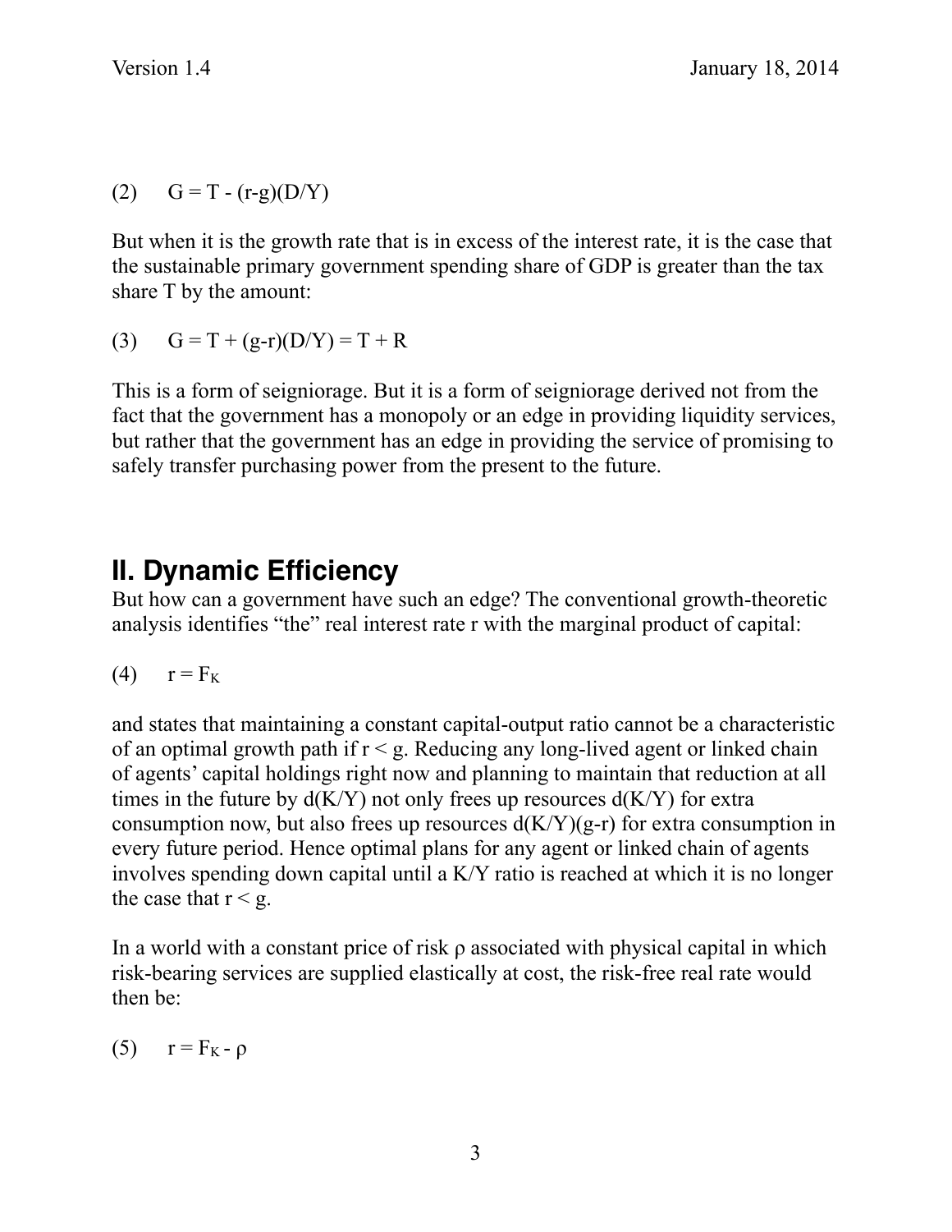$$(2) \quad G = T - (r-g)(D/Y)$$

But when it is the growth rate that is in excess of the interest rate, it is the case that the sustainable primary government spending share of GDP is greater than the tax share T by the amount:

$$(3) \quad G = T + (g-r)(D/Y) = T + R$$

This is a form of seigniorage. But it is a form of seigniorage derived not from the fact that the government has a monopoly or an edge in providing liquidity services, but rather that the government has an edge in providing the service of promising to safely transfer purchasing power from the present to the future.

## II. Dynamic Efficiency

But how can a government have such an edge? The conventional growth-theoretic analysis identifies "the" real interest rate r with the marginal product of capital:

$$(4) \quad r = F_K$$

and states that maintaining a constant capital-output ratio cannot be a characteristic of an optimal growth path if $r < g$. Reducing any long-lived agent or linked chain of agents' capital holdings right now and planning to maintain that reduction at all times in the future by $d(K/Y)$ not only frees up resources $d(K/Y)$ for extra consumption now, but also frees up resources $d(K/Y)(g-r)$ for extra consumption in every future period. Hence optimal plans for any agent or linked chain of agents involves spending down capital until a K/Y ratio is reached at which it is no longer the case that $r < g$.

In a world with a constant price of risk $\rho$ associated with physical capital in which risk-bearing services are supplied elastically at cost, the risk-free real rate would then be:

$$(5) \quad r = F_K - \rho$$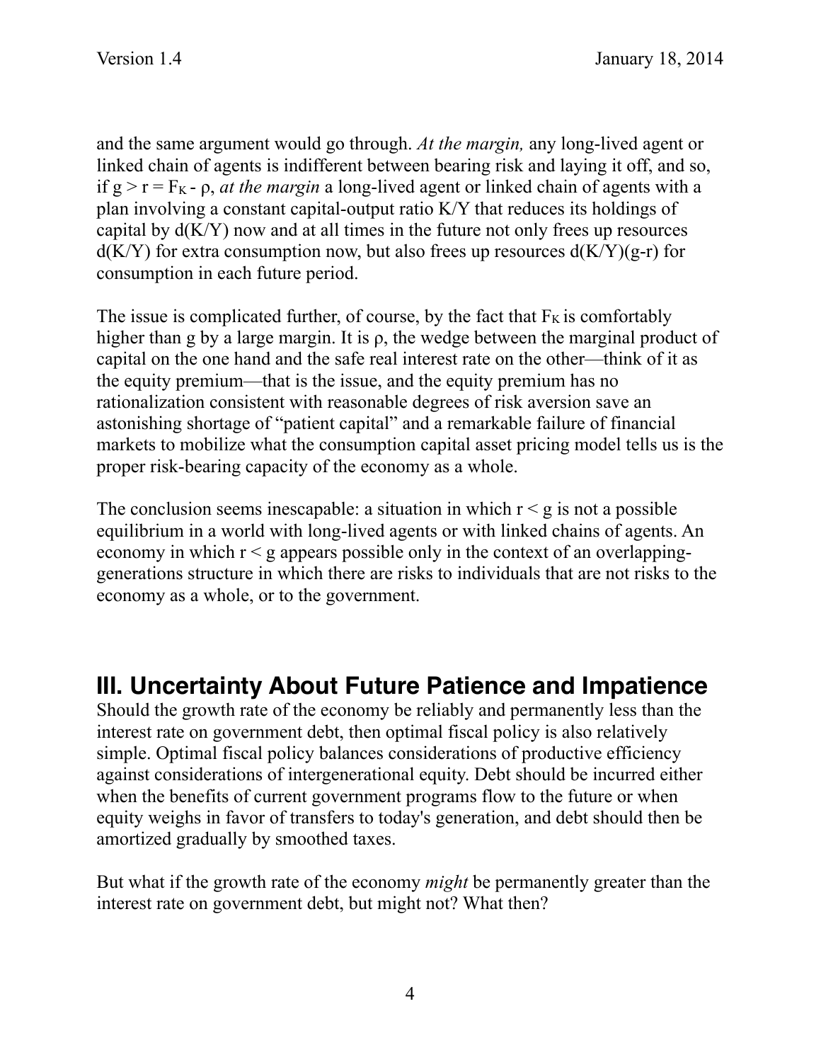and the same argument would go through. *At the margin,* any long-lived agent or linked chain of agents is indifferent between bearing risk and laying it off, and so, if $g > r = F_K - \rho$, *at the margin* a long-lived agent or linked chain of agents with a plan involving a constant capital-output ratio K/Y that reduces its holdings of capital by d(K/Y) now and at all times in the future not only frees up resources d(K/Y) for extra consumption now, but also frees up resources d(K/Y)(g-r) for consumption in each future period.

The issue is complicated further, of course, by the fact that $F_K$ is comfortably higher than g by a large margin. It is ρ, the wedge between the marginal product of capital on the one hand and the safe real interest rate on the other—think of it as the equity premium—that is the issue, and the equity premium has no rationalization consistent with reasonable degrees of risk aversion save an astonishing shortage of "patient capital" and a remarkable failure of financial markets to mobilize what the consumption capital asset pricing model tells us is the proper risk-bearing capacity of the economy as a whole.

The conclusion seems inescapable: a situation in which $r < g$ is not a possible equilibrium in a world with long-lived agents or with linked chains of agents. An economy in which $r < g$ appears possible only in the context of an overlapping-generations structure in which there are risks to individuals that are not risks to the economy as a whole, or to the government.

## III. Uncertainty About Future Patience and Impatience

Should the growth rate of the economy be reliably and permanently less than the interest rate on government debt, then optimal fiscal policy is also relatively simple. Optimal fiscal policy balances considerations of productive efficiency against considerations of intergenerational equity. Debt should be incurred either when the benefits of current government programs flow to the future or when equity weighs in favor of transfers to today's generation, and debt should then be amortized gradually by smoothed taxes.

But what if the growth rate of the economy *might* be permanently greater than the interest rate on government debt, but might not? What then?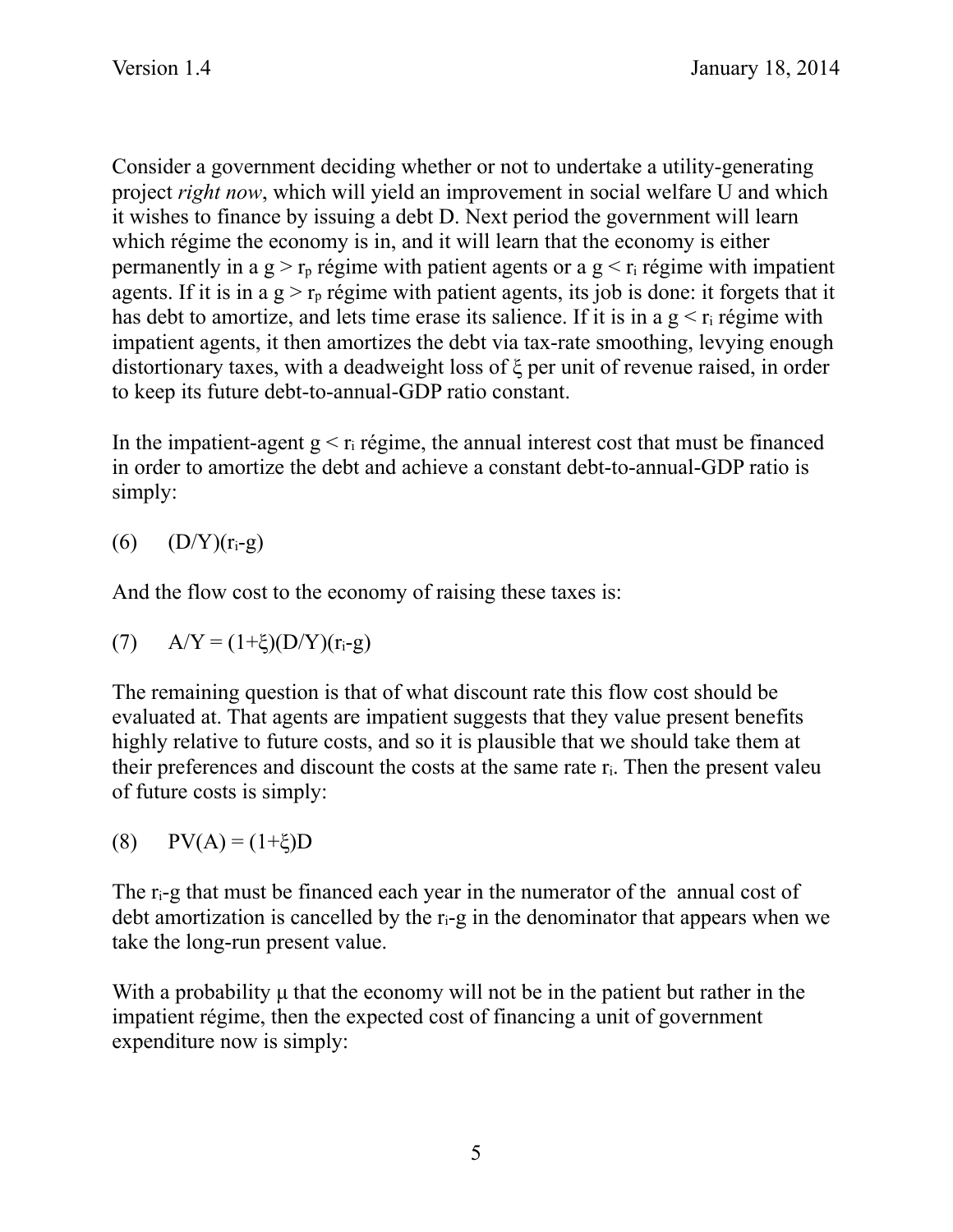Consider a government deciding whether or not to undertake a utility-generating project *right now*, which will yield an improvement in social welfare U and which it wishes to finance by issuing a debt D. Next period the government will learn which régime the economy is in, and it will learn that the economy is either permanently in a $g > r_p$ régime with patient agents or a $g < r_i$ régime with impatient agents. If it is in a $g > r_p$ régime with patient agents, its job is done: it forgets that it has debt to amortize, and lets time erase its salience. If it is in a $g < r_i$ régime with impatient agents, it then amortizes the debt via tax-rate smoothing, levying enough distortionary taxes, with a deadweight loss of $\xi$ per unit of revenue raised, in order to keep its future debt-to-annual-GDP ratio constant.

In the impatient-agent $g < r_i$ régime, the annual interest cost that must be financed in order to amortize the debt and achieve a constant debt-to-annual-GDP ratio is simply:

$$(6) \quad (D/Y)(r_i\text{-}g)$$

And the flow cost to the economy of raising these taxes is:

$$(7) \quad A/Y = (1+\xi)(D/Y)(r_i\text{-}g)$$

The remaining question is that of what discount rate this flow cost should be evaluated at. That agents are impatient suggests that they value present benefits highly relative to future costs, and so it is plausible that we should take them at their preferences and discount the costs at the same rate $r_i$. Then the present valeu of future costs is simply:

$$(8) \quad PV(A) = (1+\xi)D$$

The $r_i$-g that must be financed each year in the numerator of the annual cost of debt amortization is cancelled by the $r_i$-g in the denominator that appears when we take the long-run present value.

With a probability $\mu$ that the economy will not be in the patient but rather in the impatient régime, then the expected cost of financing a unit of government expenditure now is simply: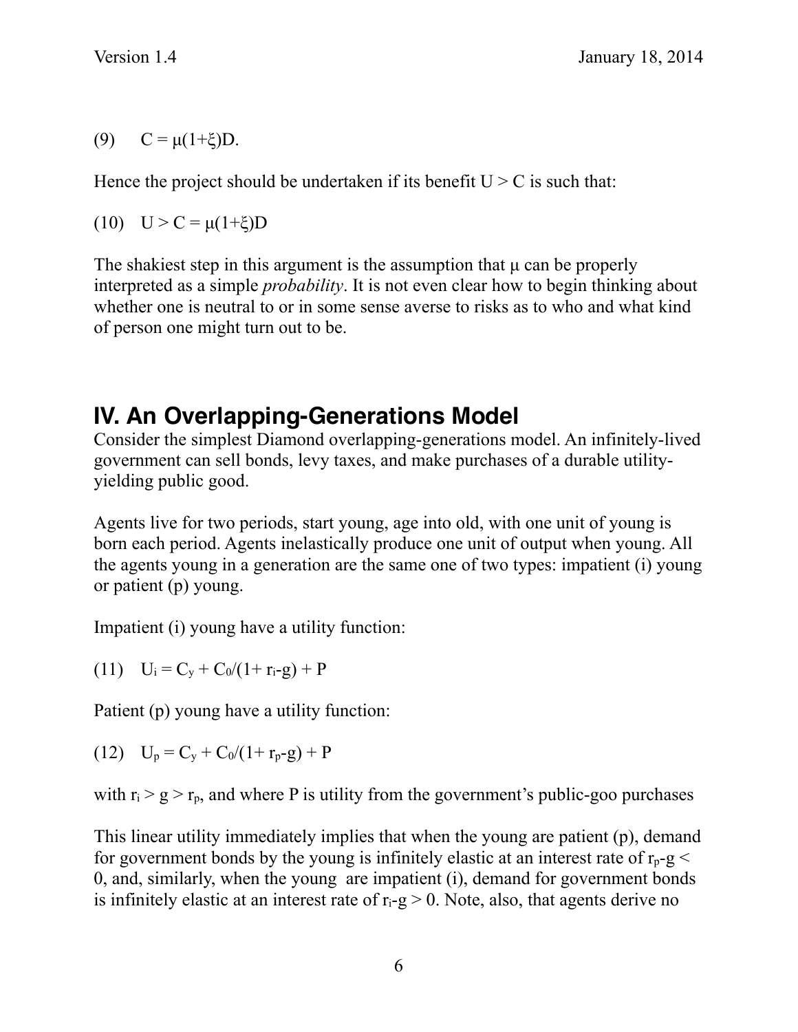(9) $C = \mu(1+\xi)D$.

Hence the project should be undertaken if its benefit $U > C$ is such that:

(10) $U > C = \mu(1+\xi)D$

The shakiest step in this argument is the assumption that $\mu$ can be properly interpreted as a simple *probability*. It is not even clear how to begin thinking about whether one is neutral to or in some sense averse to risks as to who and what kind of person one might turn out to be.

## IV. An Overlapping-Generations Model

Consider the simplest Diamond overlapping-generations model. An infinitely-lived government can sell bonds, levy taxes, and make purchases of a durable utility-yielding public good.

Agents live for two periods, start young, age into old, with one unit of young is born each period. Agents inelastically produce one unit of output when young. All the agents young in a generation are the same one of two types: impatient (i) young or patient (p) young.

Impatient (i) young have a utility function:

(11) $U_i = C_y + C_0/(1+ r_i-g) + P$

Patient (p) young have a utility function:

(12) $U_p = C_y + C_0/(1+ r_p-g) + P$

with $r_i > g > r_p$, and where P is utility from the government's public-goo purchases

This linear utility immediately implies that when the young are patient (p), demand for government bonds by the young is infinitely elastic at an interest rate of $r_p-g < 0$, and, similarly, when the young are impatient (i), demand for government bonds is infinitely elastic at an interest rate of $r_i-g > 0$. Note, also, that agents derive no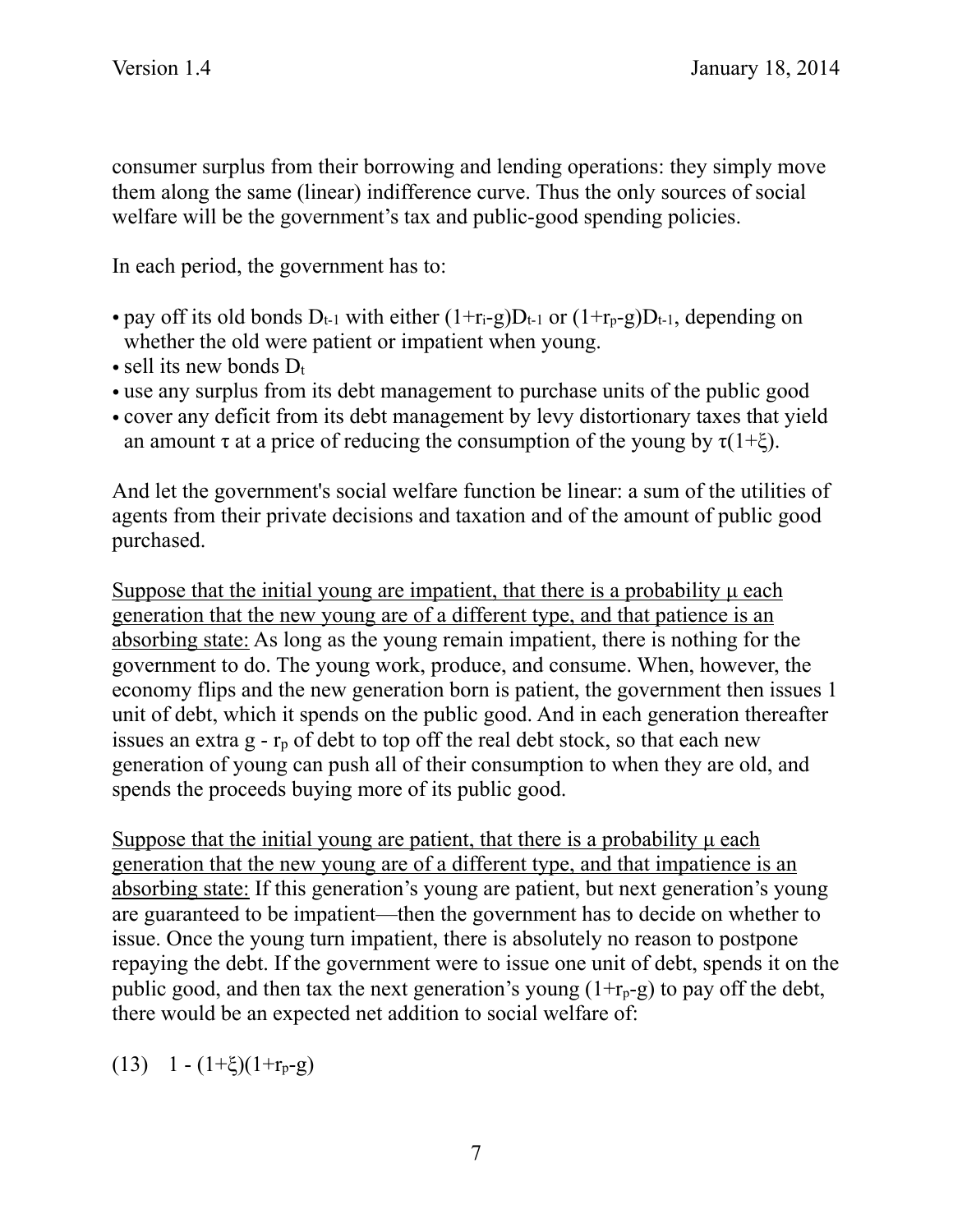consumer surplus from their borrowing and lending operations: they simply move them along the same (linear) indifference curve. Thus the only sources of social welfare will be the government's tax and public-good spending policies.

In each period, the government has to:

- pay off its old bonds $D_{t-1}$ with either $(1+r_i-g)D_{t-1}$ or $(1+r_p-g)D_{t-1}$, depending on whether the old were patient or impatient when young.
- sell its new bonds $D_t$
- use any surplus from its debt management to purchase units of the public good
- cover any deficit from its debt management by levy distortionary taxes that yield an amount $\tau$ at a price of reducing the consumption of the young by $\tau(1+\xi)$.

And let the government's social welfare function be linear: a sum of the utilities of agents from their private decisions and taxation and of the amount of public good purchased.

<u>Suppose that the initial young are impatient, that there is a probability $\mu$ each generation that the new young are of a different type, and that patience is an absorbing state:</u> As long as the young remain impatient, there is nothing for the government to do. The young work, produce, and consume. When, however, the economy flips and the new generation born is patient, the government then issues 1 unit of debt, which it spends on the public good. And in each generation thereafter issues an extra $g - r_p$ of debt to top off the real debt stock, so that each new generation of young can push all of their consumption to when they are old, and spends the proceeds buying more of its public good.

<u>Suppose that the initial young are patient, that there is a probability $\mu$ each generation that the new young are of a different type, and that impatience is an absorbing state:</u> If this generation's young are patient, but next generation's young are guaranteed to be impatient—then the government has to decide on whether to issue. Once the young turn impatient, there is absolutely no reason to postpone repaying the debt. If the government were to issue one unit of debt, spends it on the public good, and then tax the next generation's young $(1+r_p-g)$ to pay off the debt, there would be an expected net addition to social welfare of:

$$(13) \quad 1 - (1+\xi)(1+r_p-g)$$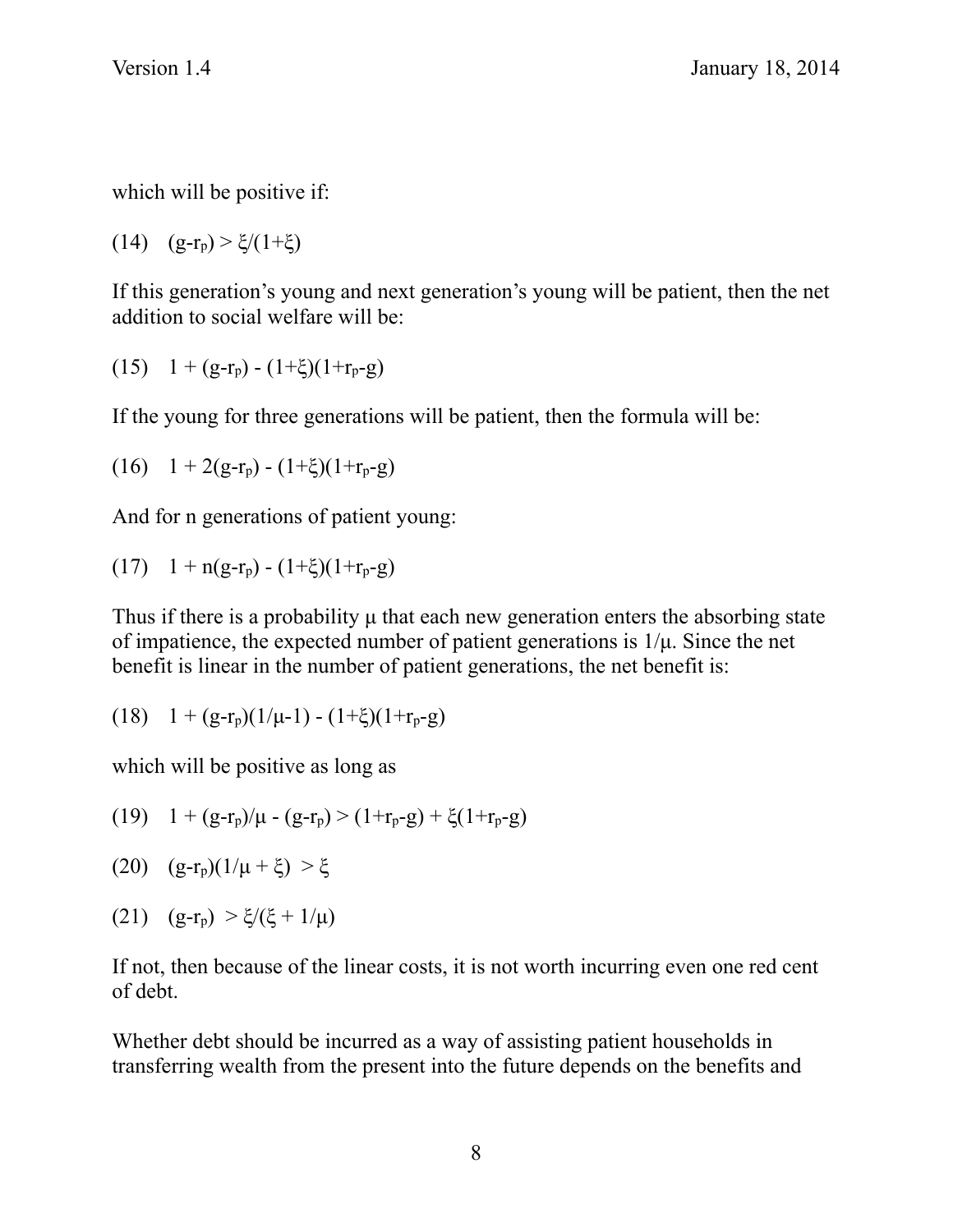which will be positive if:

$$(14)\quad (g\text{-}r_p) > \xi/(1+\xi)$$

If this generation's young and next generation's young will be patient, then the net addition to social welfare will be:

$$(15)\quad 1 + (g\text{-}r_p) - (1+\xi)(1+r_p\text{-}g)$$

If the young for three generations will be patient, then the formula will be:

$$(16)\quad 1 + 2(g\text{-}r_p) - (1+\xi)(1+r_p\text{-}g)$$

And for n generations of patient young:

$$(17)\quad 1 + n(g\text{-}r_p) - (1+\xi)(1+r_p\text{-}g)$$

Thus if there is a probability $\mu$ that each new generation enters the absorbing state of impatience, the expected number of patient generations is $1/\mu$. Since the net benefit is linear in the number of patient generations, the net benefit is:

$$(18)\quad 1 + (g\text{-}r_p)(1/\mu\text{-}1) - (1+\xi)(1+r_p\text{-}g)$$

which will be positive as long as

$$(19)\quad 1 + (g\text{-}r_p)/\mu - (g\text{-}r_p) > (1+r_p\text{-}g) + \xi(1+r_p\text{-}g)$$

$$(20)\quad (g\text{-}r_p)(1/\mu + \xi) > \xi$$

$$(21)\quad (g\text{-}r_p) > \xi/(\xi + 1/\mu)$$

If not, then because of the linear costs, it is not worth incurring even one red cent of debt.

Whether debt should be incurred as a way of assisting patient households in transferring wealth from the present into the future depends on the benefits and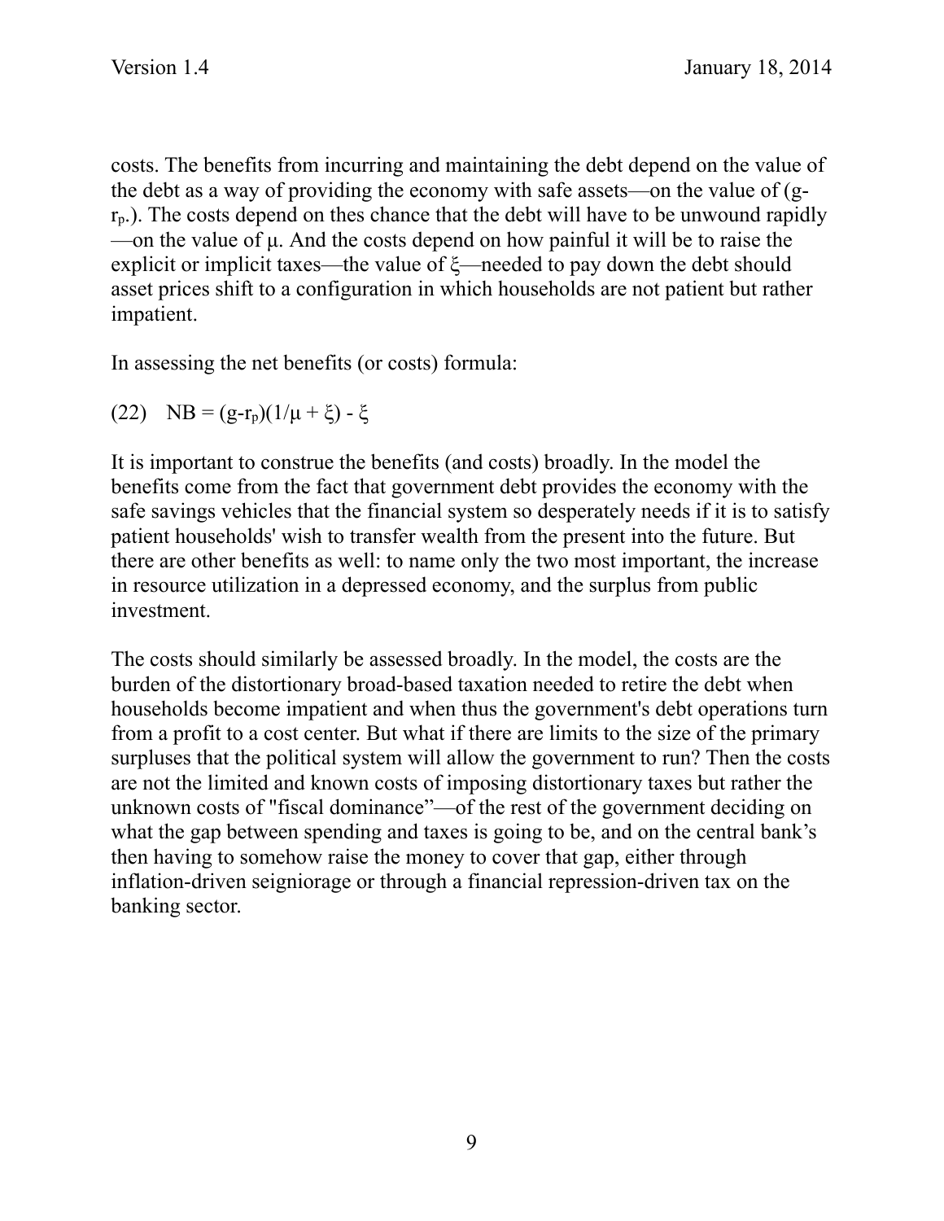costs. The benefits from incurring and maintaining the debt depend on the value of the debt as a way of providing the economy with safe assets—on the value of ($g$-$r_p$.). The costs depend on thes chance that the debt will have to be unwound rapidly—on the value of $\mu$. And the costs depend on how painful it will be to raise the explicit or implicit taxes—the value of $\xi$—needed to pay down the debt should asset prices shift to a configuration in which households are not patient but rather impatient.

In assessing the net benefits (or costs) formula:

$$(22) \quad NB = (g-r_p)(1/\mu + \xi) - \xi$$

It is important to construe the benefits (and costs) broadly. In the model the benefits come from the fact that government debt provides the economy with the safe savings vehicles that the financial system so desperately needs if it is to satisfy patient households' wish to transfer wealth from the present into the future. But there are other benefits as well: to name only the two most important, the increase in resource utilization in a depressed economy, and the surplus from public investment.

The costs should similarly be assessed broadly. In the model, the costs are the burden of the distortionary broad-based taxation needed to retire the debt when households become impatient and when thus the government's debt operations turn from a profit to a cost center. But what if there are limits to the size of the primary surpluses that the political system will allow the government to run? Then the costs are not the limited and known costs of imposing distortionary taxes but rather the unknown costs of "fiscal dominance"—of the rest of the government deciding on what the gap between spending and taxes is going to be, and on the central bank's then having to somehow raise the money to cover that gap, either through inflation-driven seigniorage or through a financial repression-driven tax on the banking sector.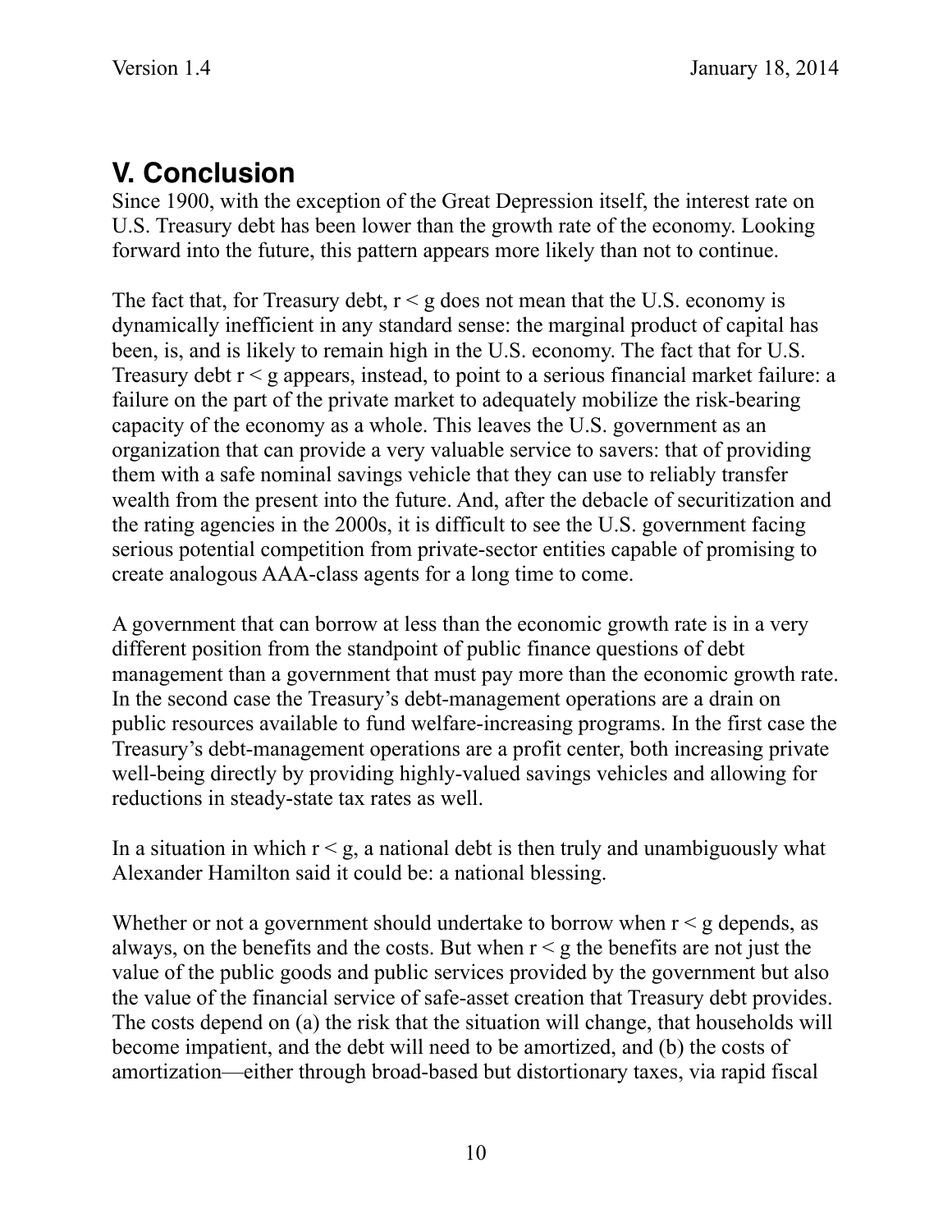## V. Conclusion

Since 1900, with the exception of the Great Depression itself, the interest rate on U.S. Treasury debt has been lower than the growth rate of the economy. Looking forward into the future, this pattern appears more likely than not to continue.

The fact that, for Treasury debt, $r < g$ does not mean that the U.S. economy is dynamically inefficient in any standard sense: the marginal product of capital has been, is, and is likely to remain high in the U.S. economy. The fact that for U.S. Treasury debt $r < g$ appears, instead, to point to a serious financial market failure: a failure on the part of the private market to adequately mobilize the risk-bearing capacity of the economy as a whole. This leaves the U.S. government as an organization that can provide a very valuable service to savers: that of providing them with a safe nominal savings vehicle that they can use to reliably transfer wealth from the present into the future. And, after the debacle of securitization and the rating agencies in the 2000s, it is difficult to see the U.S. government facing serious potential competition from private-sector entities capable of promising to create analogous AAA-class agents for a long time to come.

A government that can borrow at less than the economic growth rate is in a very different position from the standpoint of public finance questions of debt management than a government that must pay more than the economic growth rate. In the second case the Treasury's debt-management operations are a drain on public resources available to fund welfare-increasing programs. In the first case the Treasury's debt-management operations are a profit center, both increasing private well-being directly by providing highly-valued savings vehicles and allowing for reductions in steady-state tax rates as well.

In a situation in which $r < g$, a national debt is then truly and unambiguously what Alexander Hamilton said it could be: a national blessing.

Whether or not a government should undertake to borrow when $r < g$ depends, as always, on the benefits and the costs. But when $r < g$ the benefits are not just the value of the public goods and public services provided by the government but also the value of the financial service of safe-asset creation that Treasury debt provides. The costs depend on (a) the risk that the situation will change, that households will become impatient, and the debt will need to be amortized, and (b) the costs of amortization—either through broad-based but distortionary taxes, via rapid fiscal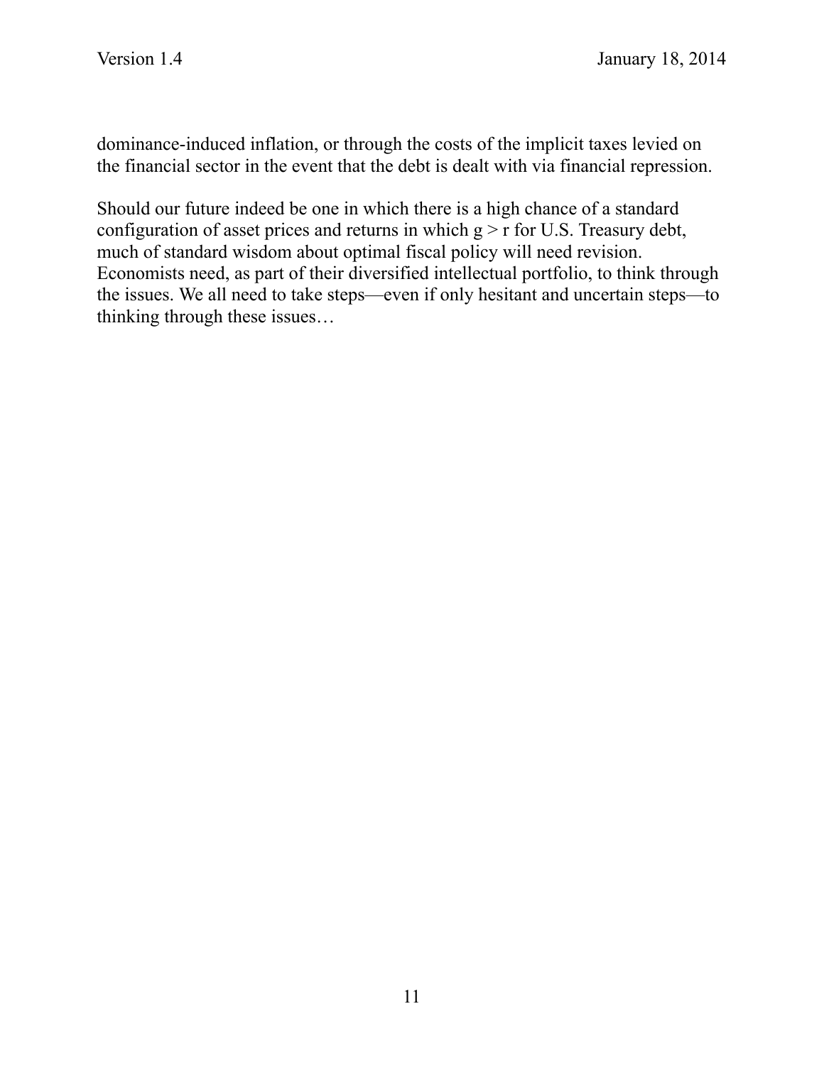dominance-induced inflation, or through the costs of the implicit taxes levied on the financial sector in the event that the debt is dealt with via financial repression.

Should our future indeed be one in which there is a high chance of a standard configuration of asset prices and returns in which $g > r$ for U.S. Treasury debt, much of standard wisdom about optimal fiscal policy will need revision. Economists need, as part of their diversified intellectual portfolio, to think through the issues. We all need to take steps—even if only hesitant and uncertain steps—to thinking through these issues…